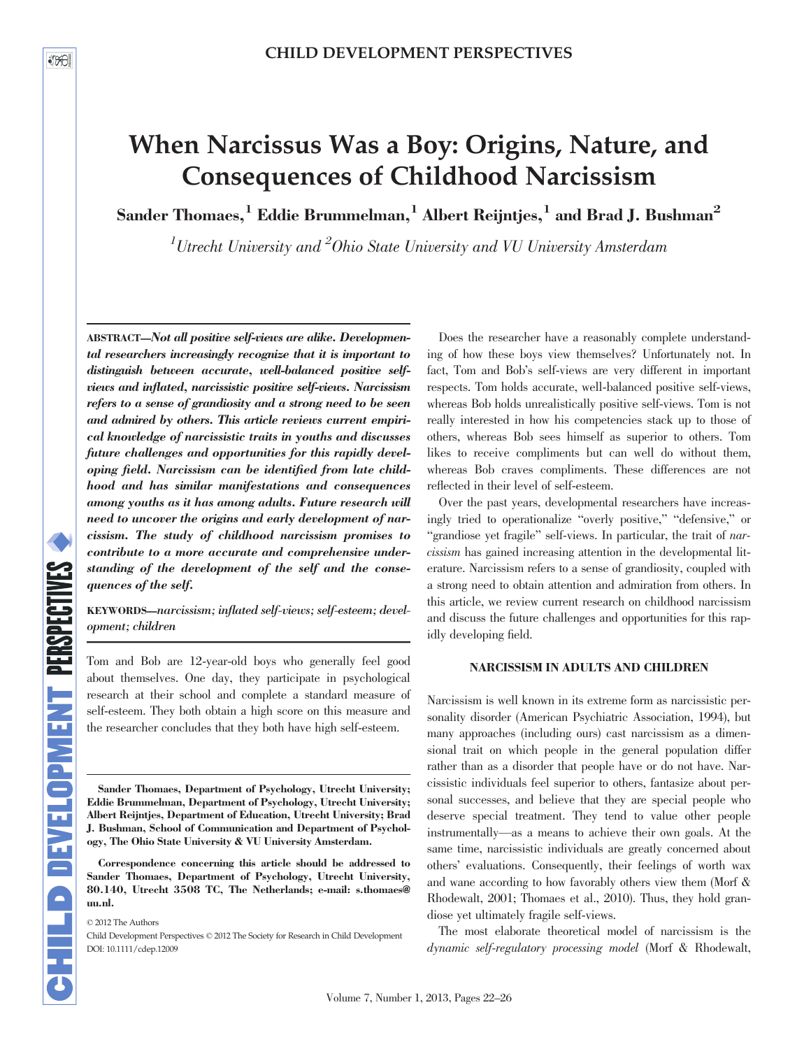# When Narcissus Was a Boy: Origins, Nature, and Consequences of Childhood Narcissism

**Sander Thomaes,[1] Eddie Brummelman,[1] Albert Reijntjes,[1] and Brad J. Bushman[2]**

*[1]Utrecht University and [2]Ohio State University and VU University Amsterdam*

**ABSTRACT**—***Not all positive self-views are alike. Developmental researchers increasingly recognize that it is important to distinguish between accurate, well-balanced positive self-views and inflated, narcissistic positive self-views. Narcissism refers to a sense of grandiosity and a strong need to be seen and admired by others. This article reviews current empirical knowledge of narcissistic traits in youths and discusses future challenges and opportunities for this rapidly developing field. Narcissism can be identified from late childhood and has similar manifestations and consequences among youths as it has among adults. Future research will need to uncover the origins and early development of narcissism. The study of childhood narcissism promises to contribute to a more accurate and comprehensive understanding of the development of the self and the consequences of the self.***

**KEYWORDS**—*narcissism; inflated self-views; self-esteem; development; children*

Tom and Bob are 12-year-old boys who generally feel good about themselves. One day, they participate in psychological research at their school and complete a standard measure of self-esteem. They both obtain a high score on this measure and the researcher concludes that they both have high self-esteem.

Does the researcher have a reasonably complete understanding of how these boys view themselves? Unfortunately not. In fact, Tom and Bob's self-views are very different in important respects. Tom holds accurate, well-balanced positive self-views, whereas Bob holds unrealistically positive self-views. Tom is not really interested in how his competencies stack up to those of others, whereas Bob sees himself as superior to others. Tom likes to receive compliments but can well do without them, whereas Bob craves compliments. These differences are not reflected in their level of self-esteem.

Over the past years, developmental researchers have increasingly tried to operationalize "overly positive," "defensive," or "grandiose yet fragile" self-views. In particular, the trait of *narcissism* has gained increasing attention in the developmental literature. Narcissism refers to a sense of grandiosity, coupled with a strong need to obtain attention and admiration from others. In this article, we review current research on childhood narcissism and discuss the future challenges and opportunities for this rapidly developing field.

## NARCISSISM IN ADULTS AND CHILDREN

Narcissism is well known in its extreme form as narcissistic personality disorder (American Psychiatric Association, 1994), but many approaches (including ours) cast narcissism as a dimensional trait on which people in the general population differ rather than as a disorder that people have or do not have. Narcissistic individuals feel superior to others, fantasize about personal successes, and believe that they are special people who deserve special treatment. They tend to value other people instrumentally—as a means to achieve their own goals. At the same time, narcissistic individuals are greatly concerned about others' evaluations. Consequently, their feelings of worth wax and wane according to how favorably others view them (Morf & Rhodewalt, 2001; Thomaes et al., 2010). Thus, they hold grandiose yet ultimately fragile self-views.

The most elaborate theoretical model of narcissism is the *dynamic self-regulatory processing model* (Morf & Rhodewalt,

Sander Thomaes, Department of Psychology, Utrecht University; Eddie Brummelman, Department of Psychology, Utrecht University; Albert Reijntjes, Department of Education, Utrecht University; Brad J. Bushman, School of Communication and Department of Psychology, The Ohio State University & VU University Amsterdam.

Correspondence concerning this article should be addressed to Sander Thomaes, Department of Psychology, Utrecht University, 80.140, Utrecht 3508 TC, The Netherlands; e-mail: s.thomaes@uu.nl.

© 2012 The Authors
Child Development Perspectives © 2012 The Society for Research in Child Development
DOI: 10.1111/cdep.12009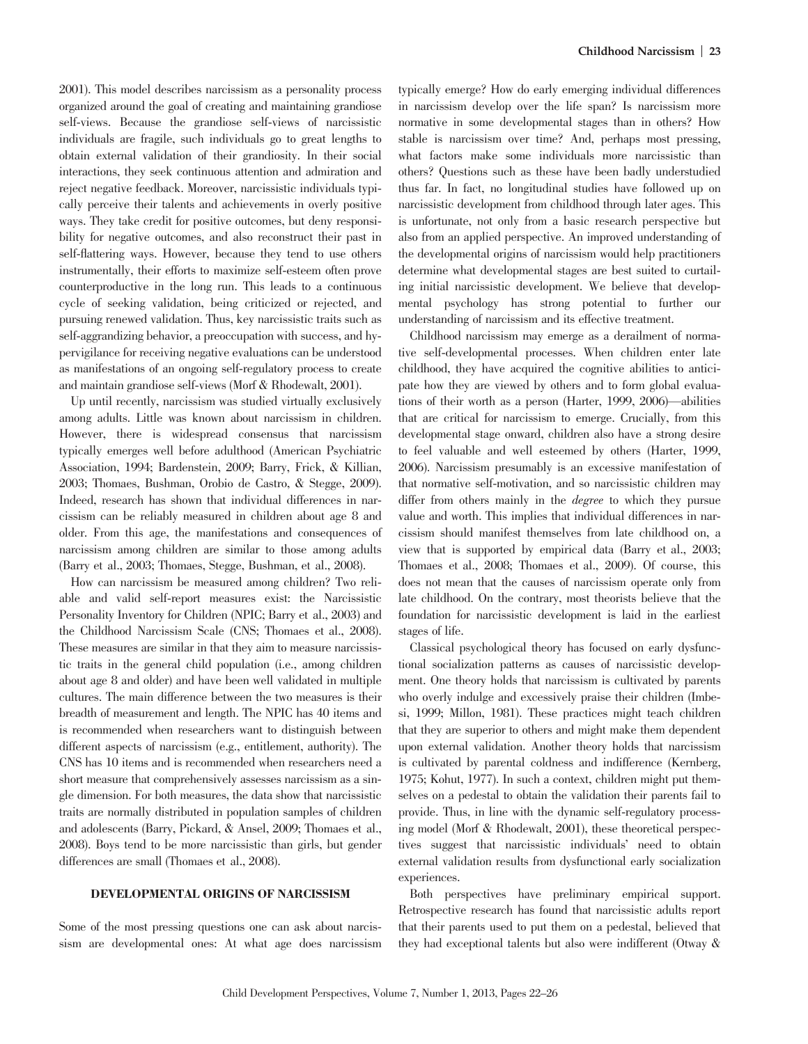2001). This model describes narcissism as a personality process organized around the goal of creating and maintaining grandiose self-views. Because the grandiose self-views of narcissistic individuals are fragile, such individuals go to great lengths to obtain external validation of their grandiosity. In their social interactions, they seek continuous attention and admiration and reject negative feedback. Moreover, narcissistic individuals typically perceive their talents and achievements in overly positive ways. They take credit for positive outcomes, but deny responsibility for negative outcomes, and also reconstruct their past in self-flattering ways. However, because they tend to use others instrumentally, their efforts to maximize self-esteem often prove counterproductive in the long run. This leads to a continuous cycle of seeking validation, being criticized or rejected, and pursuing renewed validation. Thus, key narcissistic traits such as self-aggrandizing behavior, a preoccupation with success, and hypervigilance for receiving negative evaluations can be understood as manifestations of an ongoing self-regulatory process to create and maintain grandiose self-views (Morf & Rhodewalt, 2001).

Up until recently, narcissism was studied virtually exclusively among adults. Little was known about narcissism in children. However, there is widespread consensus that narcissism typically emerges well before adulthood (American Psychiatric Association, 1994; Bardenstein, 2009; Barry, Frick, & Killian, 2003; Thomaes, Bushman, Orobio de Castro, & Stegge, 2009). Indeed, research has shown that individual differences in narcissism can be reliably measured in children about age 8 and older. From this age, the manifestations and consequences of narcissism among children are similar to those among adults (Barry et al., 2003; Thomaes, Stegge, Bushman, et al., 2008).

How can narcissism be measured among children? Two reliable and valid self-report measures exist: the Narcissistic Personality Inventory for Children (NPIC; Barry et al., 2003) and the Childhood Narcissism Scale (CNS; Thomaes et al., 2008). These measures are similar in that they aim to measure narcissistic traits in the general child population (i.e., among children about age 8 and older) and have been well validated in multiple cultures. The main difference between the two measures is their breadth of measurement and length. The NPIC has 40 items and is recommended when researchers want to distinguish between different aspects of narcissism (e.g., entitlement, authority). The CNS has 10 items and is recommended when researchers need a short measure that comprehensively assesses narcissism as a single dimension. For both measures, the data show that narcissistic traits are normally distributed in population samples of children and adolescents (Barry, Pickard, & Ansel, 2009; Thomaes et al., 2008). Boys tend to be more narcissistic than girls, but gender differences are small (Thomaes et al., 2008).

## DEVELOPMENTAL ORIGINS OF NARCISSISM

Some of the most pressing questions one can ask about narcissism are developmental ones: At what age does narcissism typically emerge? How do early emerging individual differences in narcissism develop over the life span? Is narcissism more normative in some developmental stages than in others? How stable is narcissism over time? And, perhaps most pressing, what factors make some individuals more narcissistic than others? Questions such as these have been badly understudied thus far. In fact, no longitudinal studies have followed up on narcissistic development from childhood through later ages. This is unfortunate, not only from a basic research perspective but also from an applied perspective. An improved understanding of the developmental origins of narcissism would help practitioners determine what developmental stages are best suited to curtailing initial narcissistic development. We believe that developmental psychology has strong potential to further our understanding of narcissism and its effective treatment.

Childhood narcissism may emerge as a derailment of normative self-developmental processes. When children enter late childhood, they have acquired the cognitive abilities to anticipate how they are viewed by others and to form global evaluations of their worth as a person (Harter, 1999, 2006)—abilities that are critical for narcissism to emerge. Crucially, from this developmental stage onward, children also have a strong desire to feel valuable and well esteemed by others (Harter, 1999, 2006). Narcissism presumably is an excessive manifestation of that normative self-motivation, and so narcissistic children may differ from others mainly in the *degree* to which they pursue value and worth. This implies that individual differences in narcissism should manifest themselves from late childhood on, a view that is supported by empirical data (Barry et al., 2003; Thomaes et al., 2008; Thomaes et al., 2009). Of course, this does not mean that the causes of narcissism operate only from late childhood. On the contrary, most theorists believe that the foundation for narcissistic development is laid in the earliest stages of life.

Classical psychological theory has focused on early dysfunctional socialization patterns as causes of narcissistic development. One theory holds that narcissism is cultivated by parents who overly indulge and excessively praise their children (Imbesi, 1999; Millon, 1981). These practices might teach children that they are superior to others and might make them dependent upon external validation. Another theory holds that narcissism is cultivated by parental coldness and indifference (Kernberg, 1975; Kohut, 1977). In such a context, children might put themselves on a pedestal to obtain the validation their parents fail to provide. Thus, in line with the dynamic self-regulatory processing model (Morf & Rhodewalt, 2001), these theoretical perspectives suggest that narcissistic individuals' need to obtain external validation results from dysfunctional early socialization experiences.

Both perspectives have preliminary empirical support. Retrospective research has found that narcissistic adults report that their parents used to put them on a pedestal, believed that they had exceptional talents but also were indifferent (Otway &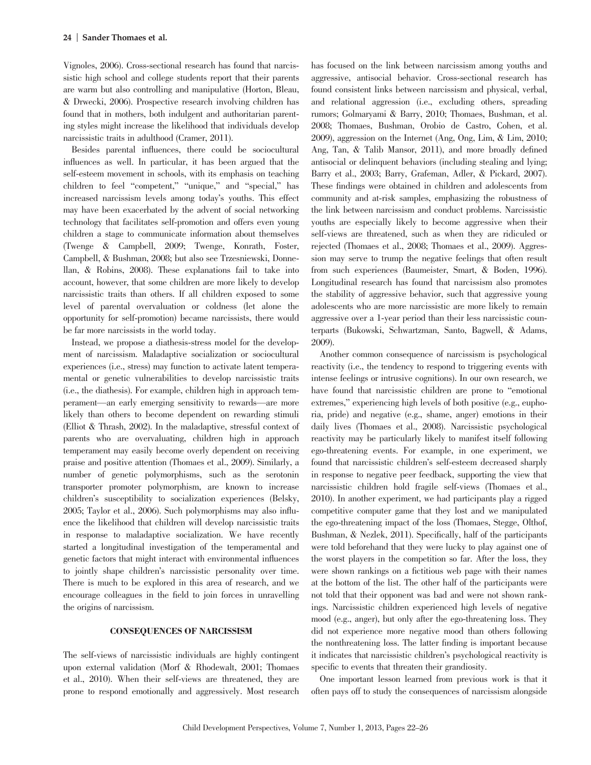Vignoles, 2006). Cross-sectional research has found that narcissistic high school and college students report that their parents are warm but also controlling and manipulative (Horton, Bleau, & Drwecki, 2006). Prospective research involving children has found that in mothers, both indulgent and authoritarian parenting styles might increase the likelihood that individuals develop narcissistic traits in adulthood (Cramer, 2011).

Besides parental influences, there could be sociocultural influences as well. In particular, it has been argued that the self-esteem movement in schools, with its emphasis on teaching children to feel "competent," "unique," and "special," has increased narcissism levels among today's youths. This effect may have been exacerbated by the advent of social networking technology that facilitates self-promotion and offers even young children a stage to communicate information about themselves (Twenge & Campbell, 2009; Twenge, Konrath, Foster, Campbell, & Bushman, 2008; but also see Trzesniewski, Donnellan, & Robins, 2008). These explanations fail to take into account, however, that some children are more likely to develop narcissistic traits than others. If all children exposed to some level of parental overvaluation or coldness (let alone the opportunity for self-promotion) became narcissists, there would be far more narcissists in the world today.

Instead, we propose a diathesis-stress model for the development of narcissism. Maladaptive socialization or sociocultural experiences (i.e., stress) may function to activate latent temperamental or genetic vulnerabilities to develop narcissistic traits (i.e., the diathesis). For example, children high in approach temperament—an early emerging sensitivity to rewards—are more likely than others to become dependent on rewarding stimuli (Elliot & Thrash, 2002). In the maladaptive, stressful context of parents who are overvaluating, children high in approach temperament may easily become overly dependent on receiving praise and positive attention (Thomaes et al., 2009). Similarly, a number of genetic polymorphisms, such as the serotonin transporter promoter polymorphism, are known to increase children's susceptibility to socialization experiences (Belsky, 2005; Taylor et al., 2006). Such polymorphisms may also influence the likelihood that children will develop narcissistic traits in response to maladaptive socialization. We have recently started a longitudinal investigation of the temperamental and genetic factors that might interact with environmental influences to jointly shape children's narcissistic personality over time. There is much to be explored in this area of research, and we encourage colleagues in the field to join forces in unravelling the origins of narcissism.

## CONSEQUENCES OF NARCISSISM

The self-views of narcissistic individuals are highly contingent upon external validation (Morf & Rhodewalt, 2001; Thomaes et al., 2010). When their self-views are threatened, they are prone to respond emotionally and aggressively. Most research has focused on the link between narcissism among youths and aggressive, antisocial behavior. Cross-sectional research has found consistent links between narcissism and physical, verbal, and relational aggression (i.e., excluding others, spreading rumors; Golmaryami & Barry, 2010; Thomaes, Bushman, et al. 2008; Thomaes, Bushman, Orobio de Castro, Cohen, et al. 2009), aggression on the Internet (Ang, Ong, Lim, & Lim, 2010; Ang, Tan, & Talib Mansor, 2011), and more broadly defined antisocial or delinquent behaviors (including stealing and lying; Barry et al., 2003; Barry, Grafeman, Adler, & Pickard, 2007). These findings were obtained in children and adolescents from community and at-risk samples, emphasizing the robustness of the link between narcissism and conduct problems. Narcissistic youths are especially likely to become aggressive when their self-views are threatened, such as when they are ridiculed or rejected (Thomaes et al., 2008; Thomaes et al., 2009). Aggression may serve to trump the negative feelings that often result from such experiences (Baumeister, Smart, & Boden, 1996). Longitudinal research has found that narcissism also promotes the stability of aggressive behavior, such that aggressive young adolescents who are more narcissistic are more likely to remain aggressive over a 1-year period than their less narcissistic counterparts (Bukowski, Schwartzman, Santo, Bagwell, & Adams, 2009).

Another common consequence of narcissism is psychological reactivity (i.e., the tendency to respond to triggering events with intense feelings or intrusive cognitions). In our own research, we have found that narcissistic children are prone to "emotional extremes," experiencing high levels of both positive (e.g., euphoria, pride) and negative (e.g., shame, anger) emotions in their daily lives (Thomaes et al., 2008). Narcissistic psychological reactivity may be particularly likely to manifest itself following ego-threatening events. For example, in one experiment, we found that narcissistic children's self-esteem decreased sharply in response to negative peer feedback, supporting the view that narcissistic children hold fragile self-views (Thomaes et al., 2010). In another experiment, we had participants play a rigged competitive computer game that they lost and we manipulated the ego-threatening impact of the loss (Thomaes, Stegge, Olthof, Bushman, & Nezlek, 2011). Specifically, half of the participants were told beforehand that they were lucky to play against one of the worst players in the competition so far. After the loss, they were shown rankings on a fictitious web page with their names at the bottom of the list. The other half of the participants were not told that their opponent was bad and were not shown rankings. Narcissistic children experienced high levels of negative mood (e.g., anger), but only after the ego-threatening loss. They did not experience more negative mood than others following the nonthreatening loss. The latter finding is important because it indicates that narcissistic children's psychological reactivity is specific to events that threaten their grandiosity.

One important lesson learned from previous work is that it often pays off to study the consequences of narcissism alongside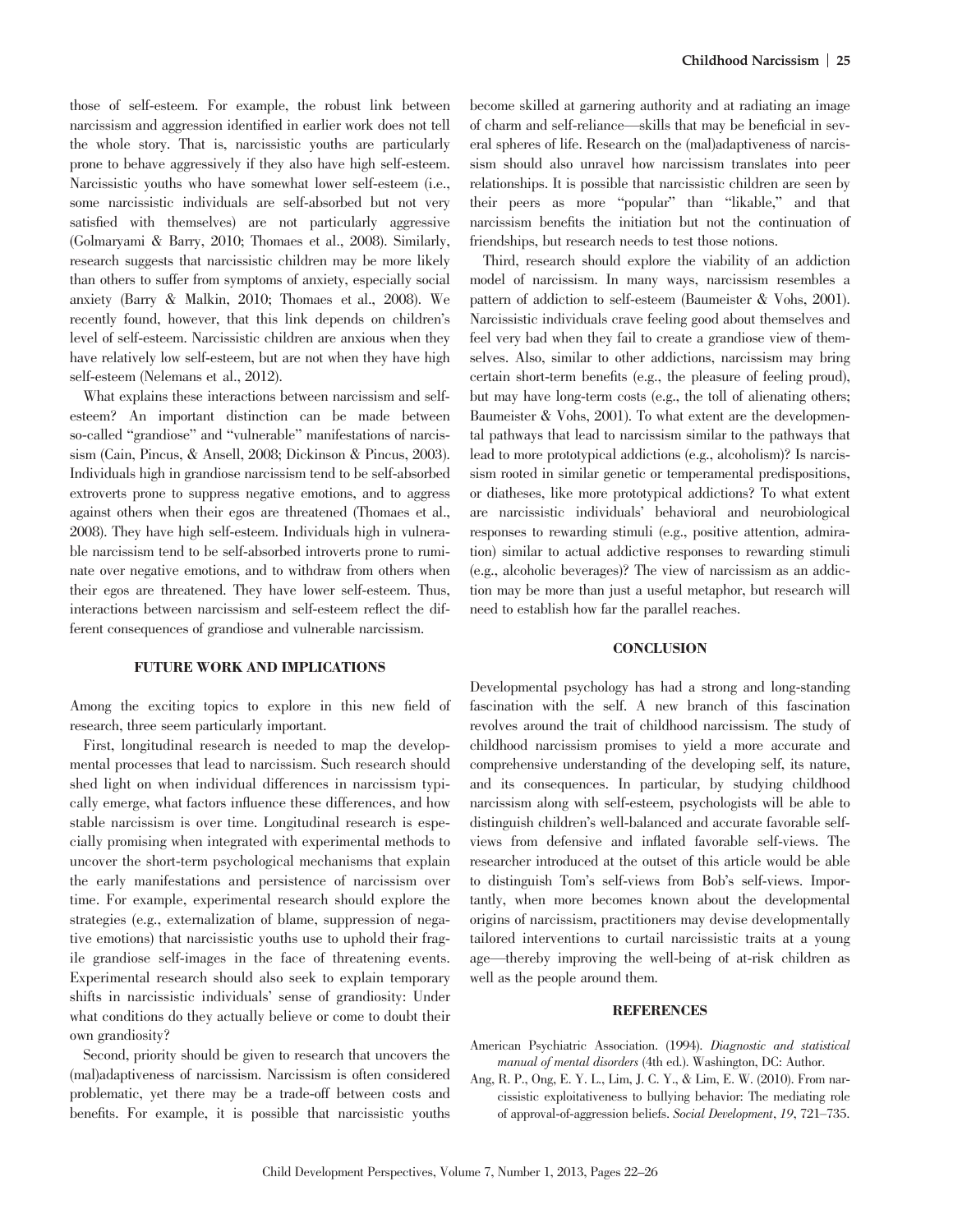those of self-esteem. For example, the robust link between narcissism and aggression identified in earlier work does not tell the whole story. That is, narcissistic youths are particularly prone to behave aggressively if they also have high self-esteem. Narcissistic youths who have somewhat lower self-esteem (i.e., some narcissistic individuals are self-absorbed but not very satisfied with themselves) are not particularly aggressive (Golmaryami & Barry, 2010; Thomaes et al., 2008). Similarly, research suggests that narcissistic children may be more likely than others to suffer from symptoms of anxiety, especially social anxiety (Barry & Malkin, 2010; Thomaes et al., 2008). We recently found, however, that this link depends on children's level of self-esteem. Narcissistic children are anxious when they have relatively low self-esteem, but are not when they have high self-esteem (Nelemans et al., 2012).

What explains these interactions between narcissism and self-esteem? An important distinction can be made between so-called "grandiose" and "vulnerable" manifestations of narcissism (Cain, Pincus, & Ansell, 2008; Dickinson & Pincus, 2003). Individuals high in grandiose narcissism tend to be self-absorbed extroverts prone to suppress negative emotions, and to aggress against others when their egos are threatened (Thomaes et al., 2008). They have high self-esteem. Individuals high in vulnerable narcissism tend to be self-absorbed introverts prone to ruminate over negative emotions, and to withdraw from others when their egos are threatened. They have lower self-esteem. Thus, interactions between narcissism and self-esteem reflect the different consequences of grandiose and vulnerable narcissism.

## FUTURE WORK AND IMPLICATIONS

Among the exciting topics to explore in this new field of research, three seem particularly important.

First, longitudinal research is needed to map the developmental processes that lead to narcissism. Such research should shed light on when individual differences in narcissism typically emerge, what factors influence these differences, and how stable narcissism is over time. Longitudinal research is especially promising when integrated with experimental methods to uncover the short-term psychological mechanisms that explain the early manifestations and persistence of narcissism over time. For example, experimental research should explore the strategies (e.g., externalization of blame, suppression of negative emotions) that narcissistic youths use to uphold their fragile grandiose self-images in the face of threatening events. Experimental research should also seek to explain temporary shifts in narcissistic individuals' sense of grandiosity: Under what conditions do they actually believe or come to doubt their own grandiosity?

Second, priority should be given to research that uncovers the (mal)adaptiveness of narcissism. Narcissism is often considered problematic, yet there may be a trade-off between costs and benefits. For example, it is possible that narcissistic youths become skilled at garnering authority and at radiating an image of charm and self-reliance—skills that may be beneficial in several spheres of life. Research on the (mal)adaptiveness of narcissism should also unravel how narcissism translates into peer relationships. It is possible that narcissistic children are seen by their peers as more "popular" than "likable," and that narcissism benefits the initiation but not the continuation of friendships, but research needs to test those notions.

Third, research should explore the viability of an addiction model of narcissism. In many ways, narcissism resembles a pattern of addiction to self-esteem (Baumeister & Vohs, 2001). Narcissistic individuals crave feeling good about themselves and feel very bad when they fail to create a grandiose view of themselves. Also, similar to other addictions, narcissism may bring certain short-term benefits (e.g., the pleasure of feeling proud), but may have long-term costs (e.g., the toll of alienating others; Baumeister & Vohs, 2001). To what extent are the developmental pathways that lead to narcissism similar to the pathways that lead to more prototypical addictions (e.g., alcoholism)? Is narcissism rooted in similar genetic or temperamental predispositions, or diatheses, like more prototypical addictions? To what extent are narcissistic individuals' behavioral and neurobiological responses to rewarding stimuli (e.g., positive attention, admiration) similar to actual addictive responses to rewarding stimuli (e.g., alcoholic beverages)? The view of narcissism as an addiction may be more than just a useful metaphor, but research will need to establish how far the parallel reaches.

## CONCLUSION

Developmental psychology has had a strong and long-standing fascination with the self. A new branch of this fascination revolves around the trait of childhood narcissism. The study of childhood narcissism promises to yield a more accurate and comprehensive understanding of the developing self, its nature, and its consequences. In particular, by studying childhood narcissism along with self-esteem, psychologists will be able to distinguish children's well-balanced and accurate favorable self-views from defensive and inflated favorable self-views. The researcher introduced at the outset of this article would be able to distinguish Tom's self-views from Bob's self-views. Importantly, when more becomes known about the developmental origins of narcissism, practitioners may devise developmentally tailored interventions to curtail narcissistic traits at a young age—thereby improving the well-being of at-risk children as well as the people around them.

## REFERENCES

American Psychiatric Association. (1994). *Diagnostic and statistical manual of mental disorders* (4th ed.). Washington, DC: Author.

Ang, R. P., Ong, E. Y. L., Lim, J. C. Y., & Lim, E. W. (2010). From narcissistic exploitativeness to bullying behavior: The mediating role of approval-of-aggression beliefs. *Social Development*, *19*, 721–735.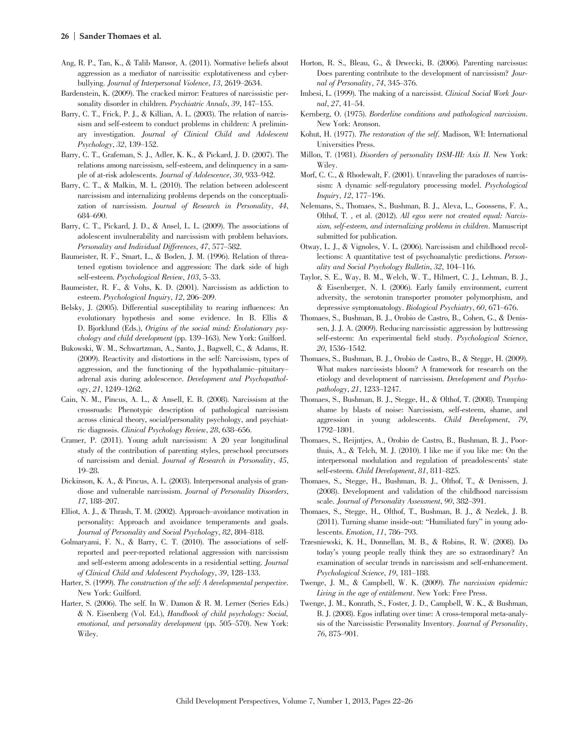Ang, R. P., Tan, K., & Talib Mansor, A. (2011). Normative beliefs about aggression as a mediator of narcissistic explotativeness and cyberbullying. *Journal of Interpersonal Violence*, *13*, 2619–2634.

Bardenstein, K. (2009). The cracked mirror: Features of narcissistic personality disorder in children. *Psychiatric Annals*, *39*, 147–155.

Barry, C. T., Frick, P. J., & Killian, A. L. (2003). The relation of narcissism and self-esteem to conduct problems in children: A preliminary investigation. *Journal of Clinical Child and Adolescent Psychology*, *32*, 139–152.

Barry, C. T., Grafeman, S. J., Adler, K. K., & Pickard, J. D. (2007). The relations among narcissism, self-esteem, and delinquency in a sample of at-risk adolescents. *Journal of Adolescence*, *30*, 933–942.

Barry, C. T., & Malkin, M. L. (2010). The relation between adolescent narcissism and internalizing problems depends on the conceptualization of narcissism. *Journal of Research in Personality*, *44*, 684–690.

Barry, C. T., Pickard, J. D., & Ansel, L. L. (2009). The associations of adolescent invulnerability and narcissism with problem behaviors. *Personality and Individual Differences*, *47*, 577–582.

Baumeister, R. F., Smart, L., & Boden, J. M. (1996). Relation of threatened egotism toviolence and aggression: The dark side of high self-esteem. *Psychological Review*, *103*, 5–33.

Baumeister, R. F., & Vohs, K. D. (2001). Narcissism as addiction to esteem. *Psychological Inquiry*, *12*, 206–209.

Belsky, J. (2005). Differential susceptibility to rearing influences: An evolutionary hypothesis and some evidence. In B. Ellis & D. Bjorklund (Eds.), *Origins of the social mind: Evolutionary psychology and child development* (pp. 139–163). New York: Guilford.

Bukowski, W. M., Schwartzman, A., Santo, J., Bagwell, C., & Adams, R. (2009). Reactivity and distortions in the self: Narcissism, types of aggression, and the functioning of the hypothalamic–pituitary–adrenal axis during adolescence. *Development and Psychopathology*, *21*, 1249–1262.

Cain, N. M., Pincus, A. L., & Ansell, E. B. (2008). Narcissism at the crossroads: Phenotypic description of pathological narcissism across clinical theory, social/personality psychology, and psychiatric diagnosis. *Clinical Psychology Review*, *28*, 638–656.

Cramer, P. (2011). Young adult narcissism: A 20 year longitudinal study of the contribution of parenting styles, preschool precursors of narcissism and denial. *Journal of Research in Personality*, *45*, 19–28.

Dickinson, K. A., & Pincus, A. L. (2003). Interpersonal analysis of grandiose and vulnerable narcissism. *Journal of Personality Disorders*, *17*, 188–207.

Elliot, A. J., & Thrash, T. M. (2002). Approach–avoidance motivation in personality: Approach and avoidance temperaments and goals. *Journal of Personality and Social Psychology*, *82*, 804–818.

Golmaryami, F. N., & Barry, C. T. (2010). The associations of self-reported and peer-reported relational aggression with narcissism and self-esteem among adolescents in a residential setting. *Journal of Clinical Child and Adolescent Psychology*, *39*, 128–133.

Harter, S. (1999). *The construction of the self: A developmental perspective*. New York: Guilford.

Harter, S. (2006). The self. In W. Damon & R. M. Lerner (Series Eds.) & N. Eisenberg (Vol. Ed.), *Handbook of child psychology: Social, emotional, and personality development* (pp. 505–570). New York: Wiley.

Horton, R. S., Bleau, G., & Drwecki, B. (2006). Parenting narcissus: Does parenting contribute to the development of narcissism? *Journal of Personality*, *74*, 345–376.

Imbesi, L. (1999). The making of a narcissist. *Clinical Social Work Journal*, *27*, 41–54.

Kernberg, O. (1975). *Borderline conditions and pathological narcissism*. New York: Aronson.

Kohut, H. (1977). *The restoration of the self*. Madison, WI: International Universities Press.

Millon, T. (1981). *Disorders of personality DSM-III: Axis II*. New York: Wiley.

Morf, C. C., & Rhodewalt, F. (2001). Unraveling the paradoxes of narcissism: A dynamic self-regulatory processing model. *Psychological Inquiry*, *12*, 177–196.

Nelemans, S., Thomaes, S., Bushman, B. J., Aleva, L., Goossens, F. A., Olthof, T. , et al. (2012). *All egos were not created equal: Narcissism, self-esteem, and internalizing problems in children*. Manuscript submitted for publication.

Otway, L. J., & Vignoles, V. L. (2006). Narcissism and childhood recollections: A quantitative test of psychoanalytic predictions. *Personality and Social Psychology Bulletin*, *32*, 104–116.

Taylor, S. E., Way, B. M., Welch, W. T., Hilmert, C. J., Lehman, B. J., & Eisenberger, N. I. (2006). Early family environment, current adversity, the serotonin transporter promoter polymorphism, and depressive symptomatology. *Biological Psychiatry*, *60*, 671–676.

Thomaes, S., Bushman, B. J., Orobio de Castro, B., Cohen, G., & Denissen, J. J. A. (2009). Reducing narcissistic aggression by buttressing self-esteem: An experimental field study. *Psychological Science*, *20*, 1536–1542.

Thomaes, S., Bushman, B. J., Orobio de Castro, B., & Stegge, H. (2009). What makes narcissists bloom? A framework for research on the etiology and development of narcissism. *Development and Psychopathology*, *21*, 1233–1247.

Thomaes, S., Bushman, B. J., Stegge, H., & Olthof, T. (2008). Trumping shame by blasts of noise: Narcissism, self-esteem, shame, and aggression in young adolescents. *Child Development*, *79*, 1792–1801.

Thomaes, S., Reijntjes, A., Orobio de Castro, B., Bushman, B. J., Poorthuis, A., & Telch, M. J. (2010). I like me if you like me: On the interpersonal modulation and regulation of preadolescents' state self-esteem. *Child Development*, *81*, 811–825.

Thomaes, S., Stegge, H., Bushman, B. J., Olthof, T., & Denissen, J. (2008). Development and validation of the childhood narcissism scale. *Journal of Personality Assessment*, *90*, 382–391.

Thomaes, S., Stegge, H., Olthof, T., Bushman, B. J., & Nezlek, J. B. (2011). Turning shame inside-out: "Humiliated fury" in young adolescents. *Emotion*, *11*, 786–793.

Trzesniewski, K. H., Donnellan, M. B., & Robins, R. W. (2008). Do today's young people really think they are so extraordinary? An examination of secular trends in narcissism and self-enhancement. *Psychological Science*, *19*, 181–188.

Twenge, J. M., & Campbell, W. K. (2009). *The narcissism epidemic: Living in the age of entitlement*. New York: Free Press.

Twenge, J. M., Konrath, S., Foster, J. D., Campbell, W. K., & Bushman, B. J. (2008). Egos inflating over time: A cross-temporal meta-analysis of the Narcissistic Personality Inventory. *Journal of Personality*, *76*, 875–901.